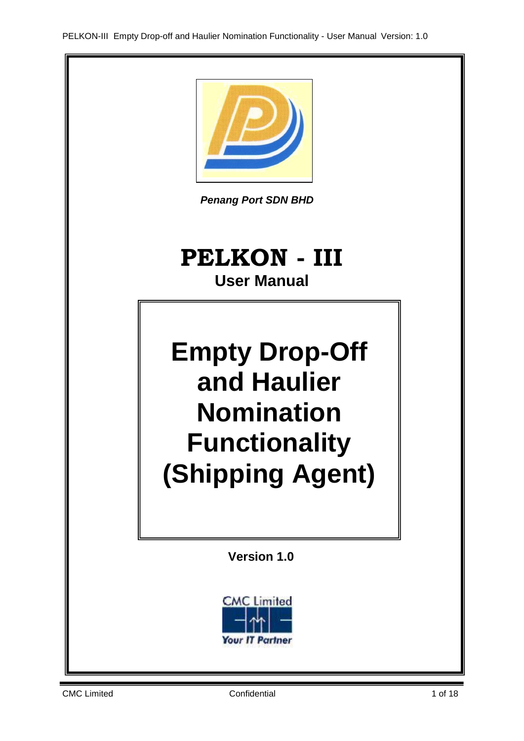*Penang Port SDN BHD*

# PELKON - III

**User Manual**

# Empty Drop-Off and Haulier Nomination Functionality (Shipping Agent)

**Version 1.0**

CMC Limited

Your IT Partner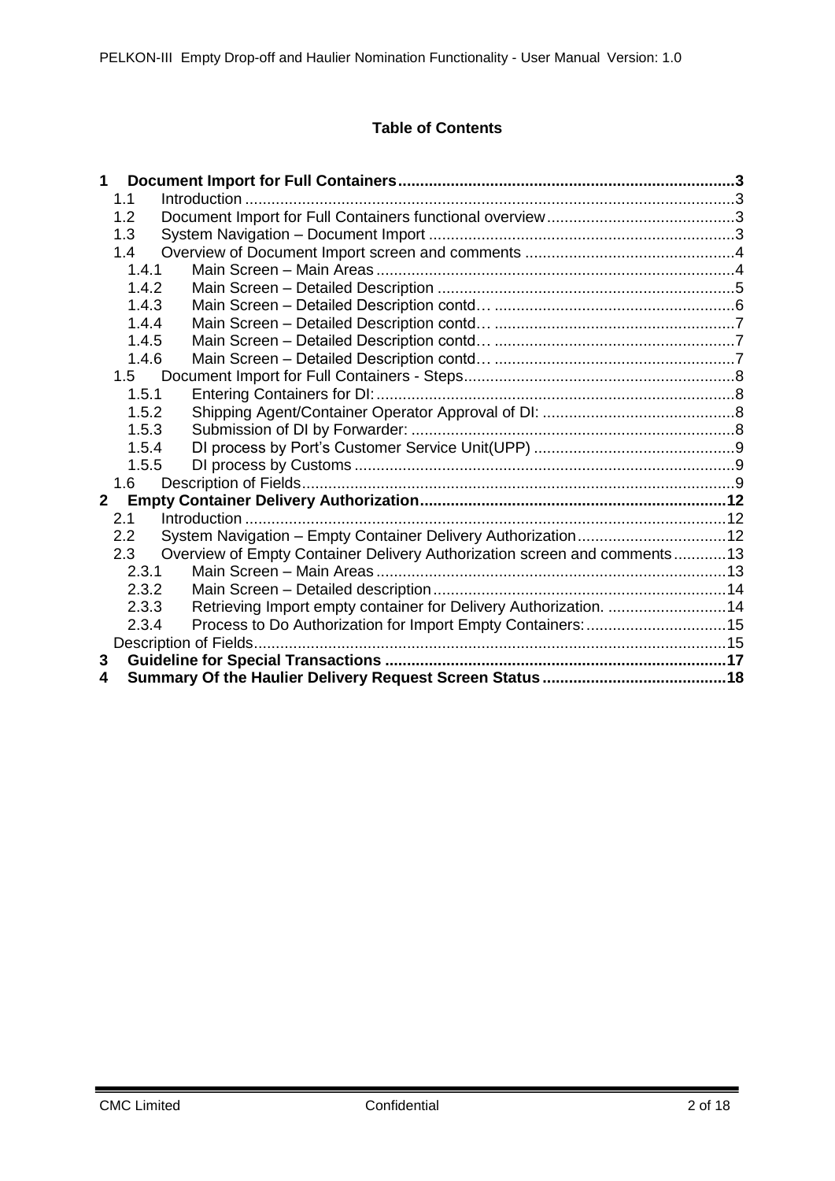**Table of Contents**

**1 Document Import for Full Containers.....3**
- 1.1 Introduction.....3
- 1.2 Document Import for Full Containers functional overview.....3
- 1.3 System Navigation – Document Import.....3
- 1.4 Overview of Document Import screen and comments.....4
  - 1.4.1 Main Screen – Main Areas.....4
  - 1.4.2 Main Screen – Detailed Description.....5
  - 1.4.3 Main Screen – Detailed Description contd….....6
  - 1.4.4 Main Screen – Detailed Description contd….....7
  - 1.4.5 Main Screen – Detailed Description contd….....7
  - 1.4.6 Main Screen – Detailed Description contd….....7
- 1.5 Document Import for Full Containers - Steps.....8
  - 1.5.1 Entering Containers for DI:.....8
  - 1.5.2 Shipping Agent/Container Operator Approval of DI:.....8
  - 1.5.3 Submission of DI by Forwarder:.....8
  - 1.5.4 DI process by Port's Customer Service Unit(UPP).....9
  - 1.5.5 DI process by Customs.....9
- 1.6 Description of Fields.....9

**2 Empty Container Delivery Authorization.....12**
- 2.1 Introduction.....12
- 2.2 System Navigation – Empty Container Delivery Authorization.....12
- 2.3 Overview of Empty Container Delivery Authorization screen and comments.....13
  - 2.3.1 Main Screen – Main Areas.....13
  - 2.3.2 Main Screen – Detailed description.....14
  - 2.3.3 Retrieving Import empty container for Delivery Authorization.....14
  - 2.3.4 Process to Do Authorization for Import Empty Containers:.....15
- Description of Fields.....15

**3 Guideline for Special Transactions.....17**

**4 Summary Of the Haulier Delivery Request Screen Status.....18**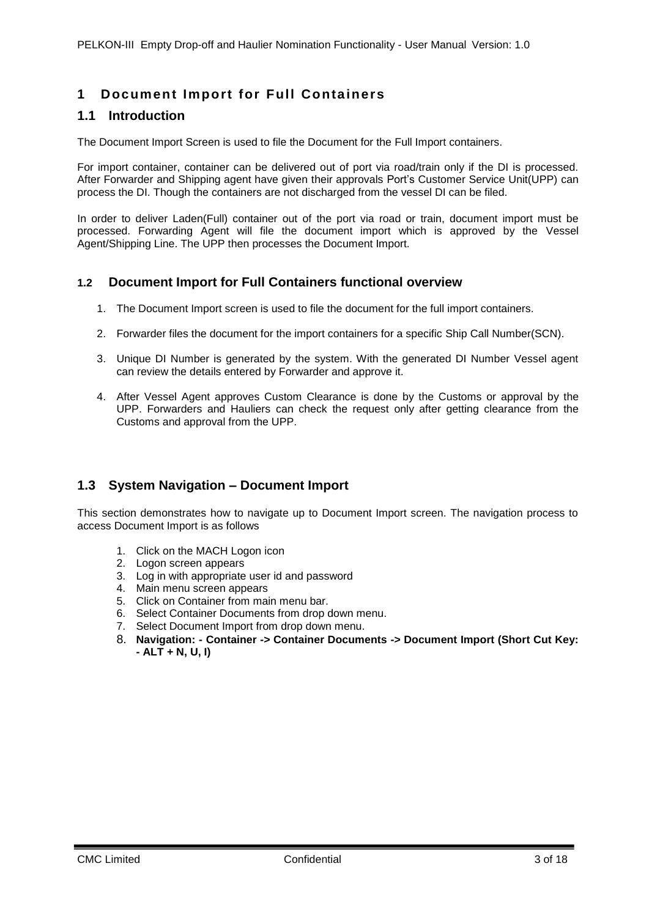# 1 Document Import for Full Containers

## 1.1 Introduction

The Document Import Screen is used to file the Document for the Full Import containers.

For import container, container can be delivered out of port via road/train only if the DI is processed. After Forwarder and Shipping agent have given their approvals Port's Customer Service Unit(UPP) can process the DI. Though the containers are not discharged from the vessel DI can be filed.

In order to deliver Laden(Full) container out of the port via road or train, document import must be processed. Forwarding Agent will file the document import which is approved by the Vessel Agent/Shipping Line. The UPP then processes the Document Import.

## 1.2 Document Import for Full Containers functional overview

1. The Document Import screen is used to file the document for the full import containers.

2. Forwarder files the document for the import containers for a specific Ship Call Number(SCN).

3. Unique DI Number is generated by the system. With the generated DI Number Vessel agent can review the details entered by Forwarder and approve it.

4. After Vessel Agent approves Custom Clearance is done by the Customs or approval by the UPP. Forwarders and Hauliers can check the request only after getting clearance from the Customs and approval from the UPP.

## 1.3 System Navigation – Document Import

This section demonstrates how to navigate up to Document Import screen. The navigation process to access Document Import is as follows

1. Click on the MACH Logon icon
2. Logon screen appears
3. Log in with appropriate user id and password
4. Main menu screen appears
5. Click on Container from main menu bar.
6. Select Container Documents from drop down menu.
7. Select Document Import from drop down menu.
8. **Navigation: - Container -> Container Documents -> Document Import (Short Cut Key: - ALT + N, U, I)**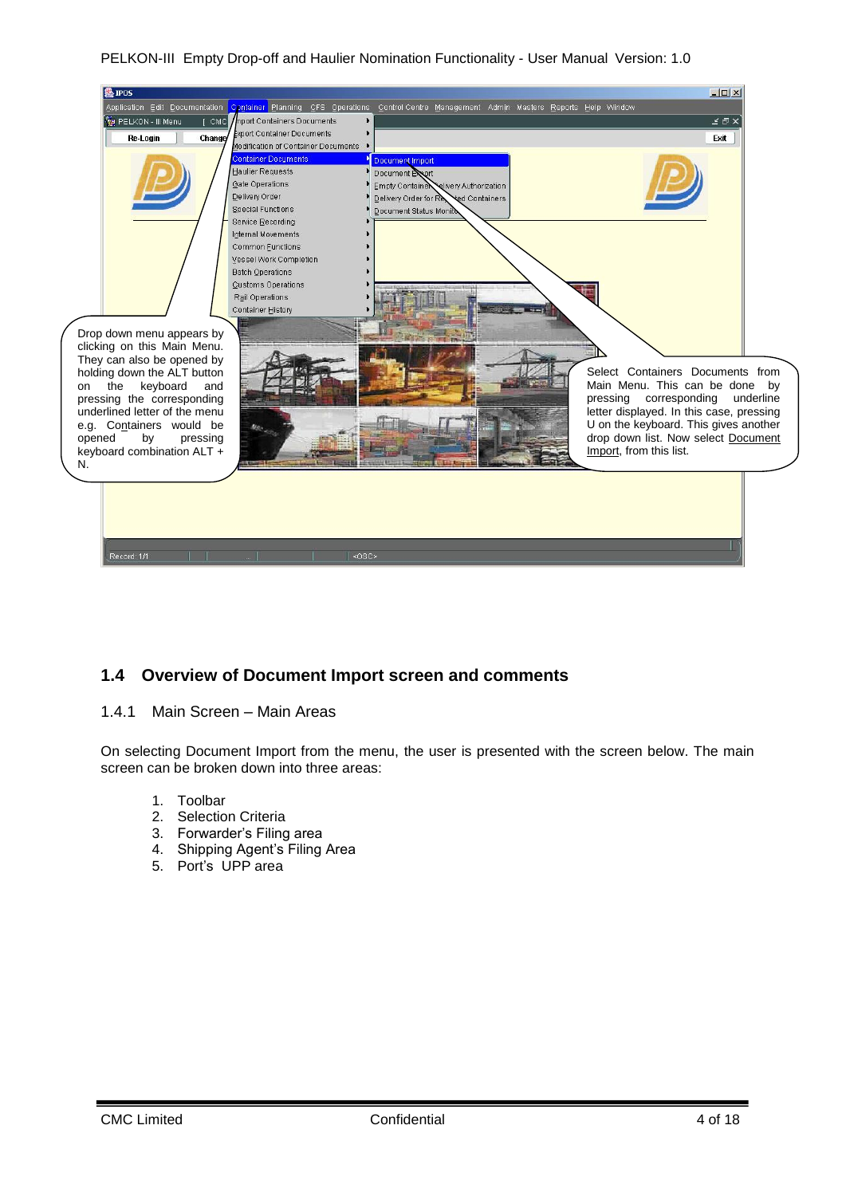Drop down menu appears by clicking on this Main Menu. They can also be opened by holding down the ALT button on the keyboard and pressing the corresponding underlined letter of the menu e.g. Containers would be opened by pressing keyboard combination ALT + N.

Select Containers Documents from Main Menu. This can be done by pressing corresponding underline letter displayed. In this case, pressing U on the keyboard. This gives another drop down list. Now select Document Import, from this list.

## 1.4 Overview of Document Import screen and comments

### 1.4.1 Main Screen – Main Areas

On selecting Document Import from the menu, the user is presented with the screen below. The main screen can be broken down into three areas:

1. Toolbar
2. Selection Criteria
3. Forwarder's Filing area
4. Shipping Agent's Filing Area
5. Port's UPP area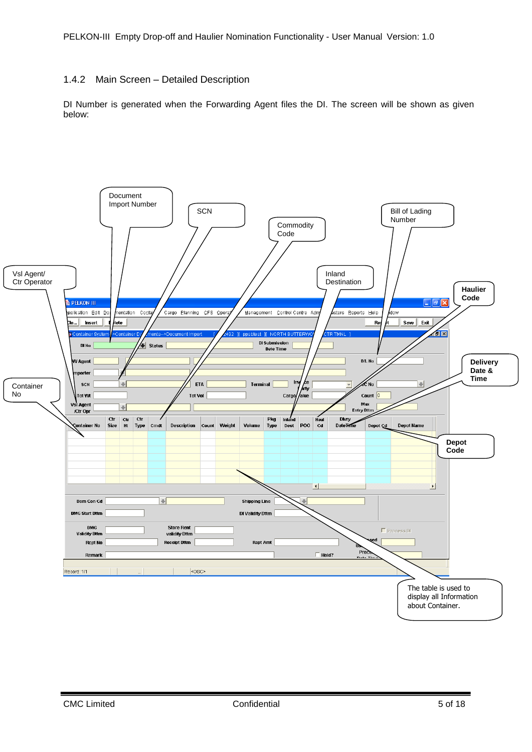## 1.4.2 Main Screen – Detailed Description

DI Number is generated when the Forwarding Agent files the DI. The screen will be shown as given below:

Document Import Number

SCN

Commodity Code

Bill of Lading Number

Vsl Agent/ Ctr Operator

Inland Destination

Haulier Code

Delivery Date & Time

Container No

Depot Code

The table is used to display all Information about Container.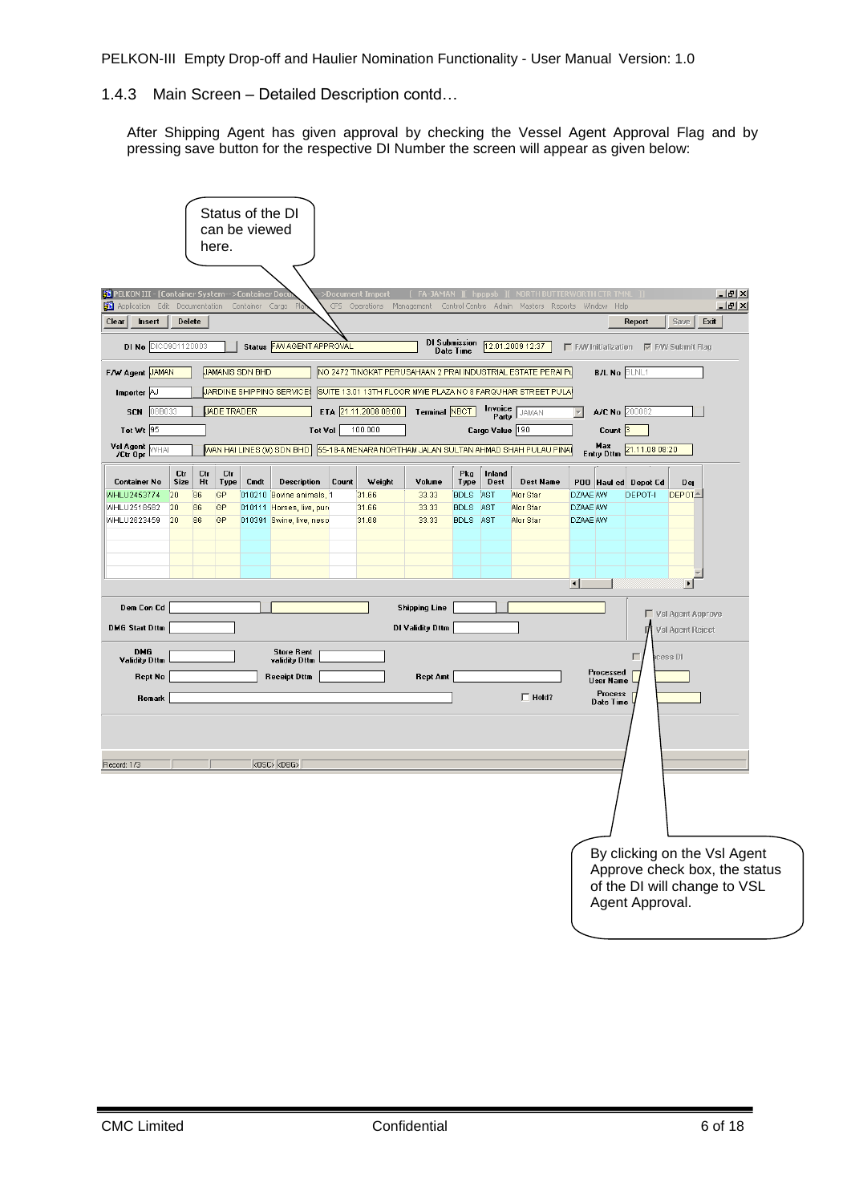### 1.4.3 Main Screen – Detailed Description contd…

After Shipping Agent has given approval by checking the Vessel Agent Approval Flag and by pressing save button for the respective DI Number the screen will appear as given below:

Status of the DI can be viewed here.

By clicking on the Vsl Agent Approve check box, the status of the DI will change to VSL Agent Approval.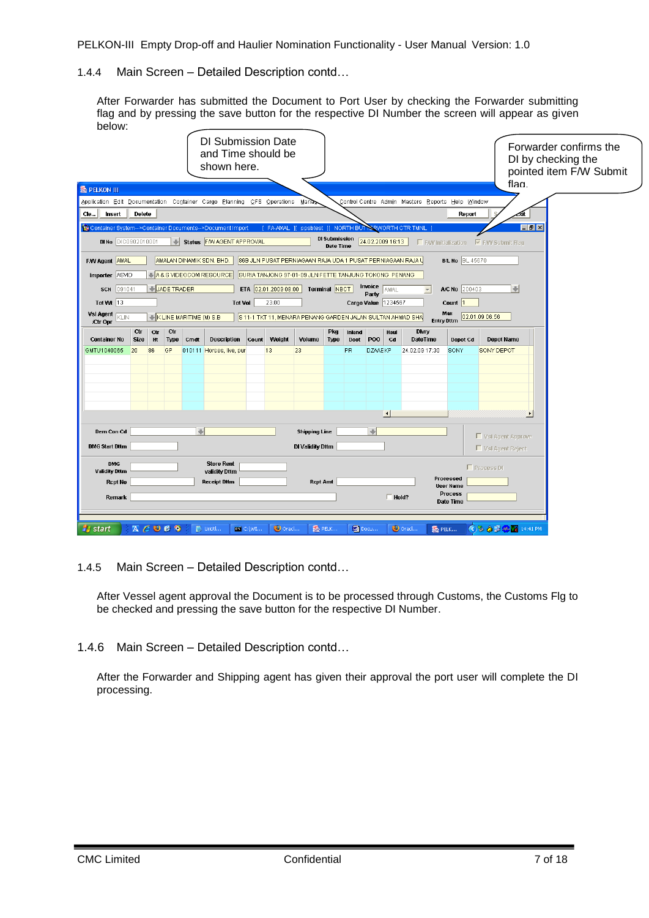## 1.4.4 Main Screen – Detailed Description contd…

After Forwarder has submitted the Document to Port User by checking the Forwarder submitting flag and by pressing the save button for the respective DI Number the screen will appear as given below:

DI Submission Date and Time should be shown here.

Forwarder confirms the DI by checking the pointed item F/W Submit flag.

## 1.4.5 Main Screen – Detailed Description contd…

After Vessel agent approval the Document is to be processed through Customs, the Customs Flg to be checked and pressing the save button for the respective DI Number.

## 1.4.6 Main Screen – Detailed Description contd…

After the Forwarder and Shipping agent has given their approval the port user will complete the DI processing.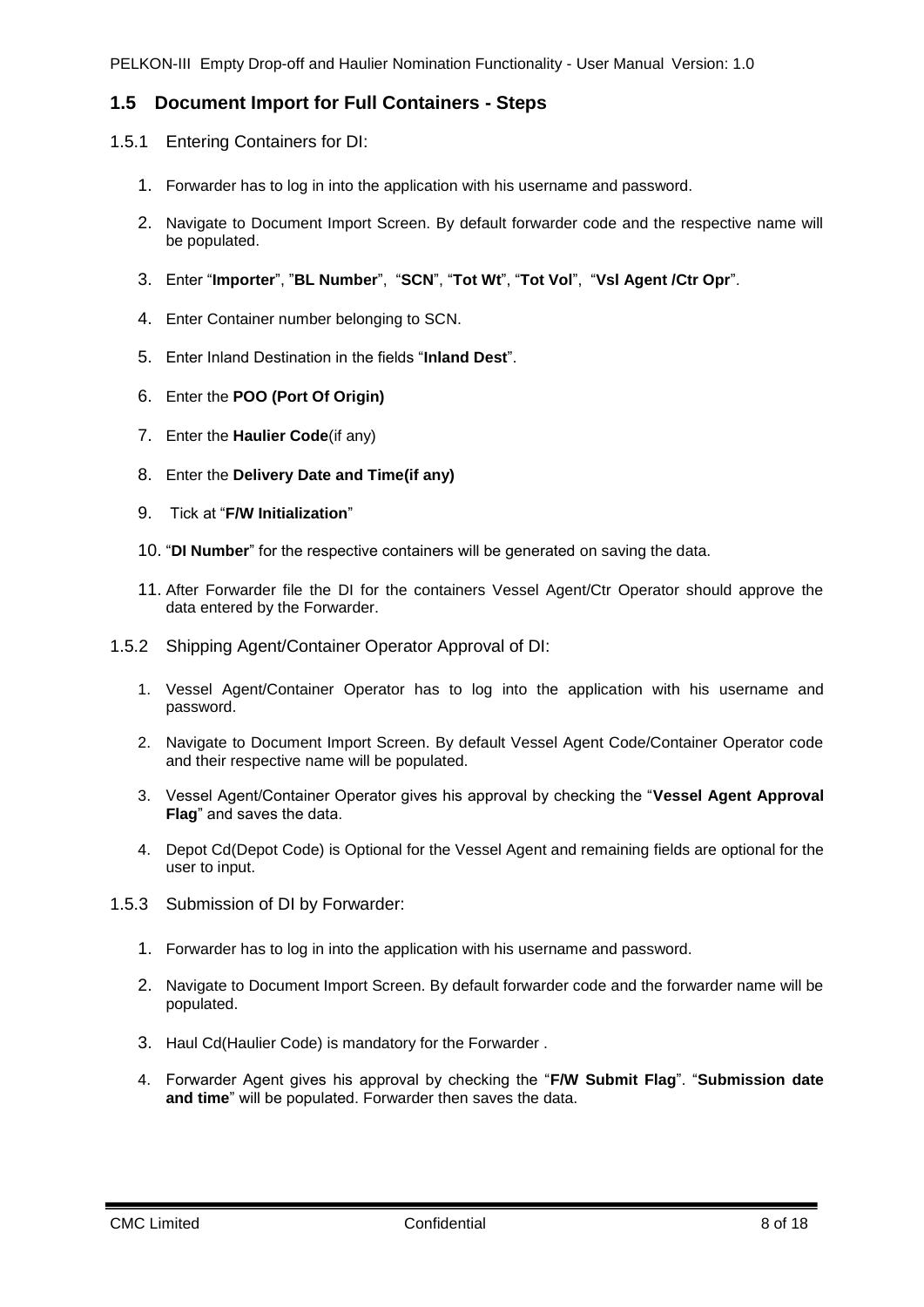## 1.5 Document Import for Full Containers - Steps

### 1.5.1 Entering Containers for DI:

1. Forwarder has to log in into the application with his username and password.
2. Navigate to Document Import Screen. By default forwarder code and the respective name will be populated.
3. Enter "**Importer**", "**BL Number**", "**SCN**", "**Tot Wt**", "**Tot Vol**", "**Vsl Agent /Ctr Opr**".
4. Enter Container number belonging to SCN.
5. Enter Inland Destination in the fields "**Inland Dest**".
6. Enter the **POO (Port Of Origin)**
7. Enter the **Haulier Code**(if any)
8. Enter the **Delivery Date and Time(if any)**
9. Tick at "**F/W Initialization**"
10. "**DI Number**" for the respective containers will be generated on saving the data.
11. After Forwarder file the DI for the containers Vessel Agent/Ctr Operator should approve the data entered by the Forwarder.

### 1.5.2 Shipping Agent/Container Operator Approval of DI:

1. Vessel Agent/Container Operator has to log into the application with his username and password.
2. Navigate to Document Import Screen. By default Vessel Agent Code/Container Operator code and their respective name will be populated.
3. Vessel Agent/Container Operator gives his approval by checking the "**Vessel Agent Approval Flag**" and saves the data.
4. Depot Cd(Depot Code) is Optional for the Vessel Agent and remaining fields are optional for the user to input.

### 1.5.3 Submission of DI by Forwarder:

1. Forwarder has to log in into the application with his username and password.
2. Navigate to Document Import Screen. By default forwarder code and the forwarder name will be populated.
3. Haul Cd(Haulier Code) is mandatory for the Forwarder .
4. Forwarder Agent gives his approval by checking the "**F/W Submit Flag**". "**Submission date and time**" will be populated. Forwarder then saves the data.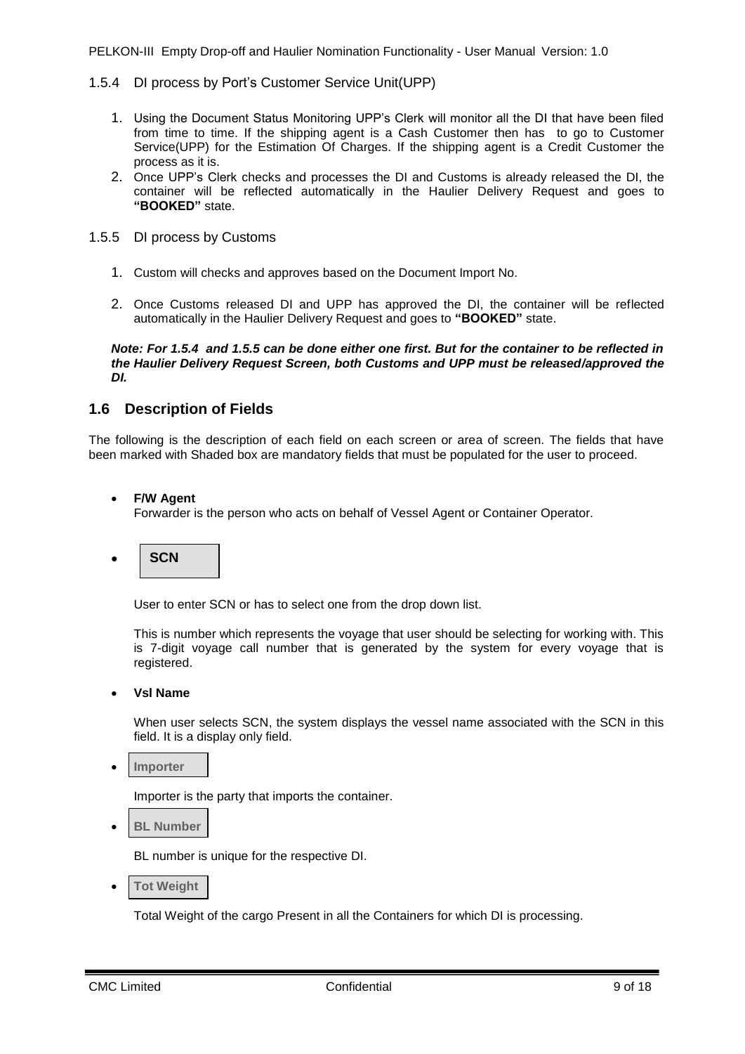### 1.5.4 DI process by Port's Customer Service Unit(UPP)

1. Using the Document Status Monitoring UPP's Clerk will monitor all the DI that have been filed from time to time. If the shipping agent is a Cash Customer then has to go to Customer Service(UPP) for the Estimation Of Charges. If the shipping agent is a Credit Customer the process as it is.
2. Once UPP's Clerk checks and processes the DI and Customs is already released the DI, the container will be reflected automatically in the Haulier Delivery Request and goes to **"BOOKED"** state.

### 1.5.5 DI process by Customs

1. Custom will checks and approves based on the Document Import No.
2. Once Customs released DI and UPP has approved the DI, the container will be reflected automatically in the Haulier Delivery Request and goes to **"BOOKED"** state.

***Note: For 1.5.4 and 1.5.5 can be done either one first. But for the container to be reflected in the Haulier Delivery Request Screen, both Customs and UPP must be released/approved the DI.***

## 1.6 Description of Fields

The following is the description of each field on each screen or area of screen. The fields that have been marked with Shaded box are mandatory fields that must be populated for the user to proceed.

- **F/W Agent**

  Forwarder is the person who acts on behalf of Vessel Agent or Container Operator.

- **SCN**

  User to enter SCN or has to select one from the drop down list.

  This is number which represents the voyage that user should be selecting for working with. This is 7-digit voyage call number that is generated by the system for every voyage that is registered.

- **Vsl Name**

  When user selects SCN, the system displays the vessel name associated with the SCN in this field. It is a display only field.

- **Importer**

  Importer is the party that imports the container.

- **BL Number**

  BL number is unique for the respective DI.

- **Tot Weight**

  Total Weight of the cargo Present in all the Containers for which DI is processing.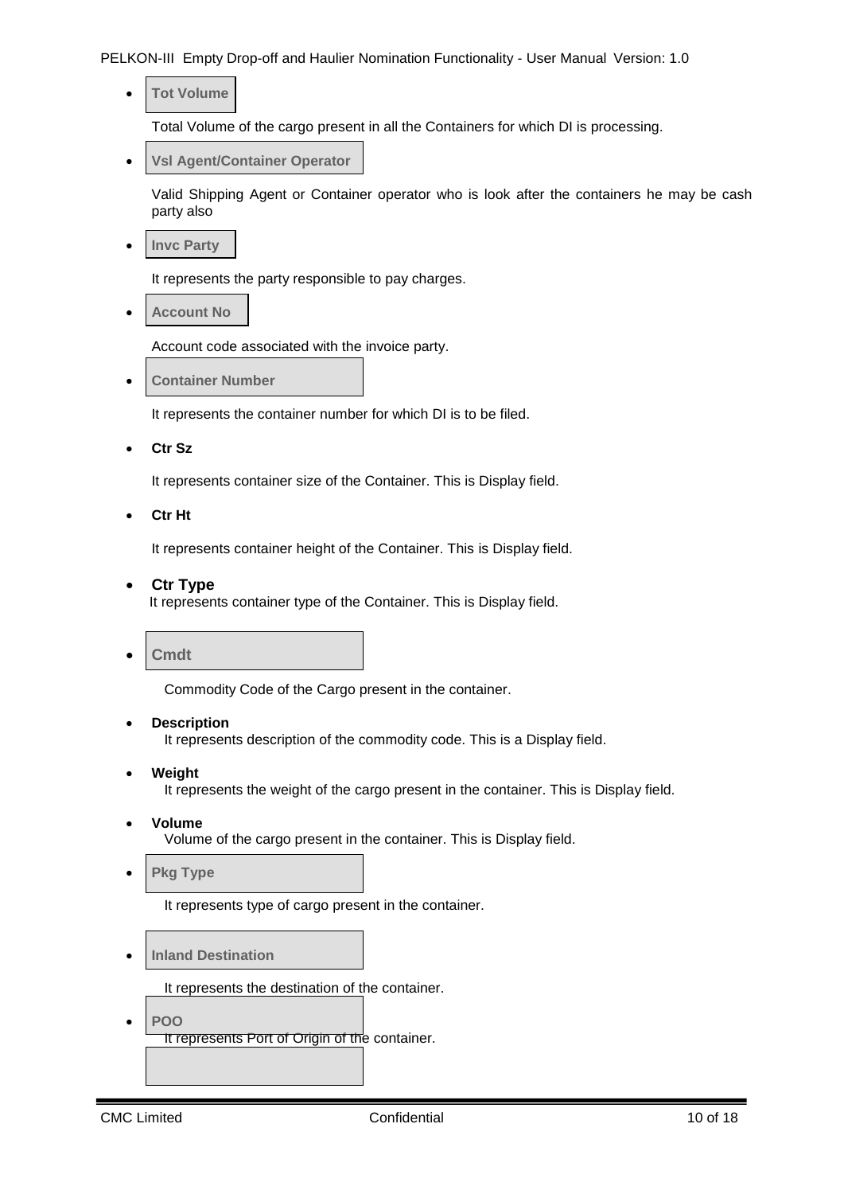- **Tot Volume**

  Total Volume of the cargo present in all the Containers for which DI is processing.

- **Vsl Agent/Container Operator**

  Valid Shipping Agent or Container operator who is look after the containers he may be cash party also

- **Invc Party**

  It represents the party responsible to pay charges.

- **Account No**

  Account code associated with the invoice party.

- **Container Number**

  It represents the container number for which DI is to be filed.

- **Ctr Sz**

  It represents container size of the Container. This is Display field.

- **Ctr Ht**

  It represents container height of the Container. This is Display field.

- **Ctr Type**

  It represents container type of the Container. This is Display field.

- **Cmdt**

  Commodity Code of the Cargo present in the container.

- **Description**

  It represents description of the commodity code. This is a Display field.

- **Weight**

  It represents the weight of the cargo present in the container. This is Display field.

- **Volume**

  Volume of the cargo present in the container. This is Display field.

- **Pkg Type**

  It represents type of cargo present in the container.

- **Inland Destination**

  It represents the destination of the container.

- **POO**

  It represents Port of Origin of the container.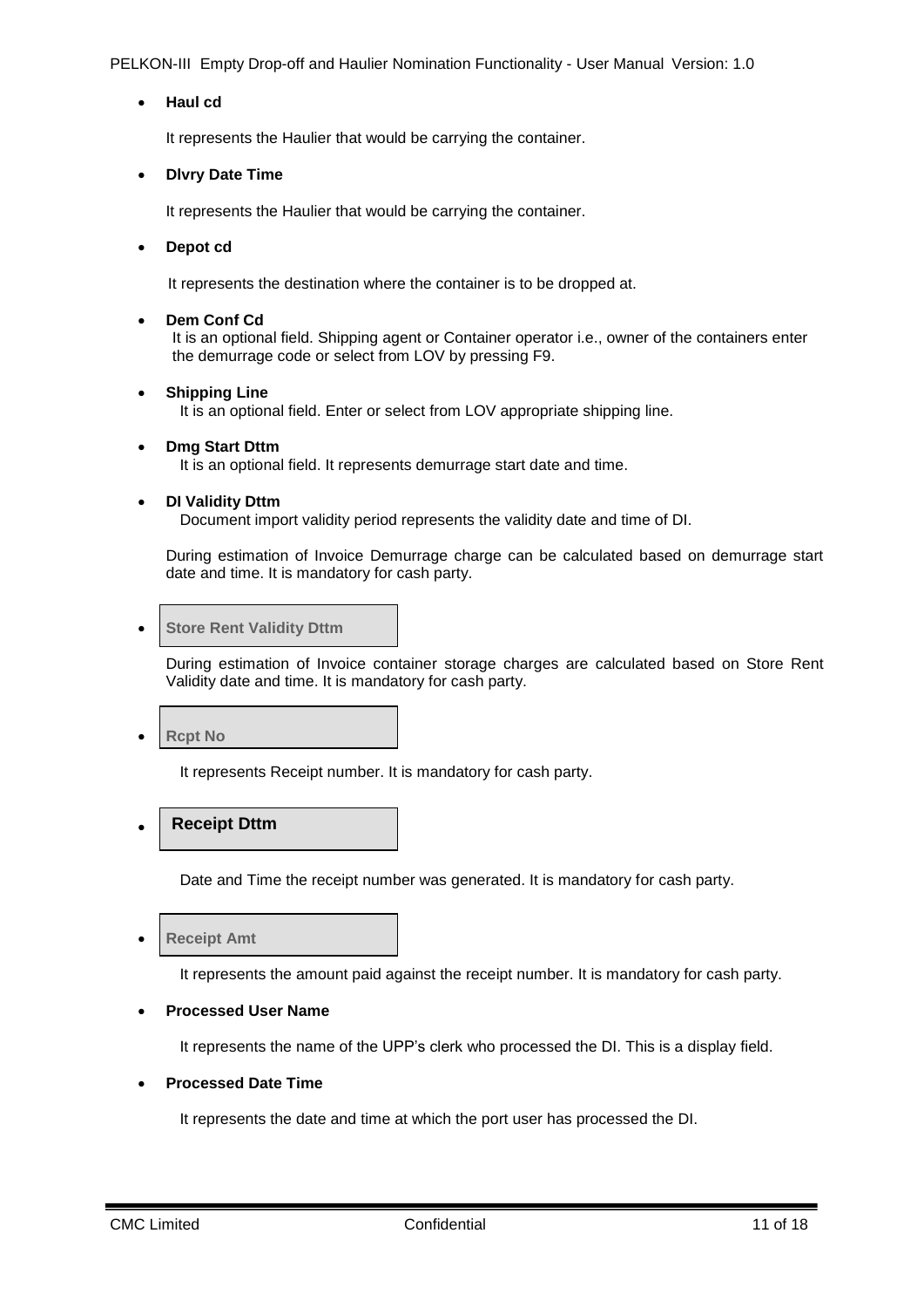- **Haul cd**

  It represents the Haulier that would be carrying the container.

- **Dlvry Date Time**

  It represents the Haulier that would be carrying the container.

- **Depot cd**

  It represents the destination where the container is to be dropped at.

- **Dem Conf Cd**

  It is an optional field. Shipping agent or Container operator i.e., owner of the containers enter the demurrage code or select from LOV by pressing F9.

- **Shipping Line**

  It is an optional field. Enter or select from LOV appropriate shipping line.

- **Dmg Start Dttm**

  It is an optional field. It represents demurrage start date and time.

- **DI Validity Dttm**

  Document import validity period represents the validity date and time of DI.

  During estimation of Invoice Demurrage charge can be calculated based on demurrage start date and time. It is mandatory for cash party.

- **Store Rent Validity Dttm**

  During estimation of Invoice container storage charges are calculated based on Store Rent Validity date and time. It is mandatory for cash party.

- **Rcpt No**

  It represents Receipt number. It is mandatory for cash party.

- **Receipt Dttm**

  Date and Time the receipt number was generated. It is mandatory for cash party.

- **Receipt Amt**

  It represents the amount paid against the receipt number. It is mandatory for cash party.

- **Processed User Name**

  It represents the name of the UPP's clerk who processed the DI. This is a display field.

- **Processed Date Time**

  It represents the date and time at which the port user has processed the DI.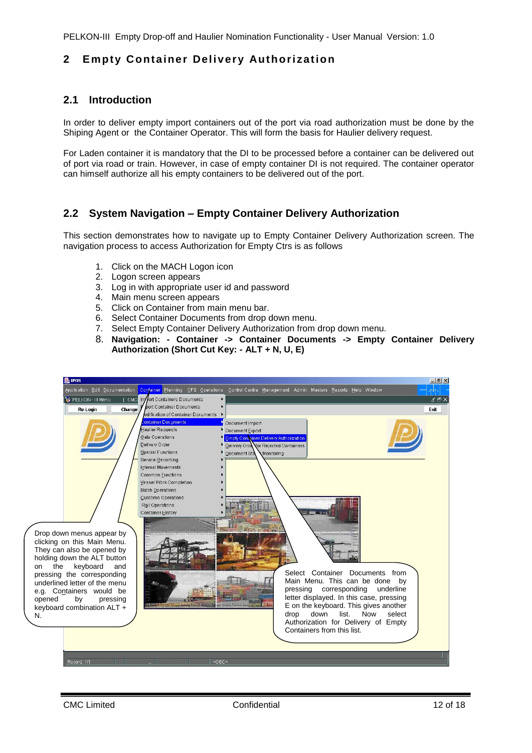# 2 Empty Container Delivery Authorization

## 2.1 Introduction

In order to deliver empty import containers out of the port via road authorization must be done by the Shiping Agent or the Container Operator. This will form the basis for Haulier delivery request.

For Laden container it is mandatory that the DI to be processed before a container can be delivered out of port via road or train. However, in case of empty container DI is not required. The container operator can himself authorize all his empty containers to be delivered out of the port.

## 2.2 System Navigation – Empty Container Delivery Authorization

This section demonstrates how to navigate up to Empty Container Delivery Authorization screen. The navigation process to access Authorization for Empty Ctrs is as follows

1. Click on the MACH Logon icon
2. Logon screen appears
3. Log in with appropriate user id and password
4. Main menu screen appears
5. Click on Container from main menu bar.
6. Select Container Documents from drop down menu.
7. Select Empty Container Delivery Authorization from drop down menu.
8. **Navigation: - Container -> Container Documents -> Empty Container Delivery Authorization (Short Cut Key: - ALT + N, U, E)**

Drop down menus appear by clicking on this Main Menu. They can also be opened by holding down the ALT button on the keyboard and pressing the corresponding underlined letter of the menu e.g. Containers would be opened by pressing keyboard combination ALT + N.

Select Container Documents from Main Menu. This can be done by pressing corresponding underline letter displayed. In this case, pressing E on the keyboard. This gives another drop down list. Now select Authorization for Delivery of Empty Containers from this list.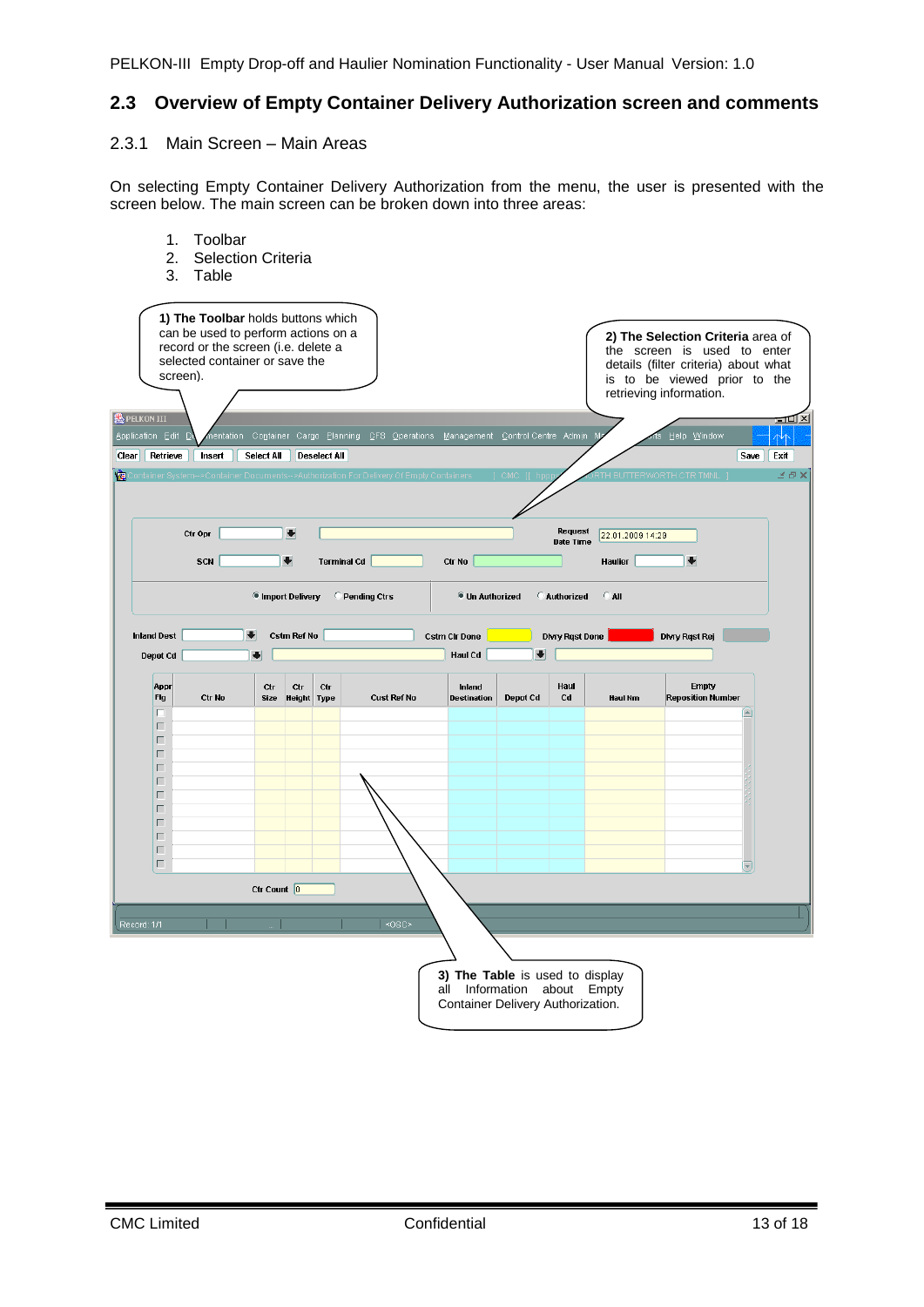## 2.3 Overview of Empty Container Delivery Authorization screen and comments

### 2.3.1 Main Screen – Main Areas

On selecting Empty Container Delivery Authorization from the menu, the user is presented with the screen below. The main screen can be broken down into three areas:

1. Toolbar
2. Selection Criteria
3. Table

**1) The Toolbar** holds buttons which can be used to perform actions on a record or the screen (i.e. delete a selected container or save the screen).

**2) The Selection Criteria** area of the screen is used to enter details (filter criteria) about what is to be viewed prior to the retrieving information.

**3) The Table** is used to display all Information about Empty Container Delivery Authorization.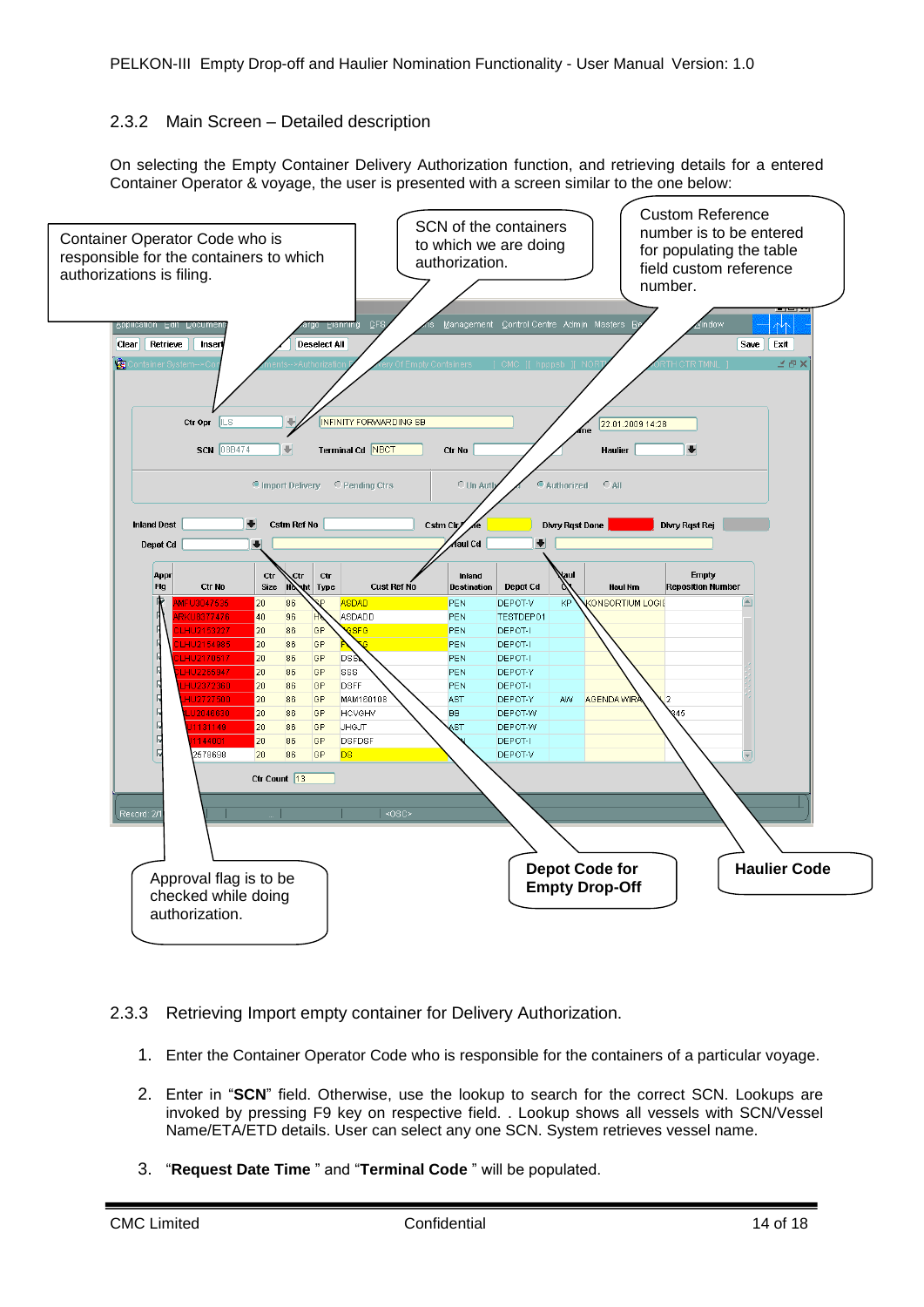### 2.3.2 Main Screen – Detailed description

On selecting the Empty Container Delivery Authorization function, and retrieving details for a entered Container Operator & voyage, the user is presented with a screen similar to the one below:

Container Operator Code who is responsible for the containers to which authorizations is filing.

SCN of the containers to which we are doing authorization.

Custom Reference number is to be entered for populating the table field custom reference number.

Approval flag is to be checked while doing authorization.

Depot Code for Empty Drop-Off

Haulier Code

### 2.3.3 Retrieving Import empty container for Delivery Authorization.

1. Enter the Container Operator Code who is responsible for the containers of a particular voyage.
2. Enter in "**SCN**" field. Otherwise, use the lookup to search for the correct SCN. Lookups are invoked by pressing F9 key on respective field. . Lookup shows all vessels with SCN/Vessel Name/ETA/ETD details. User can select any one SCN. System retrieves vessel name.
3. "**Request Date Time** " and "**Terminal Code** " will be populated.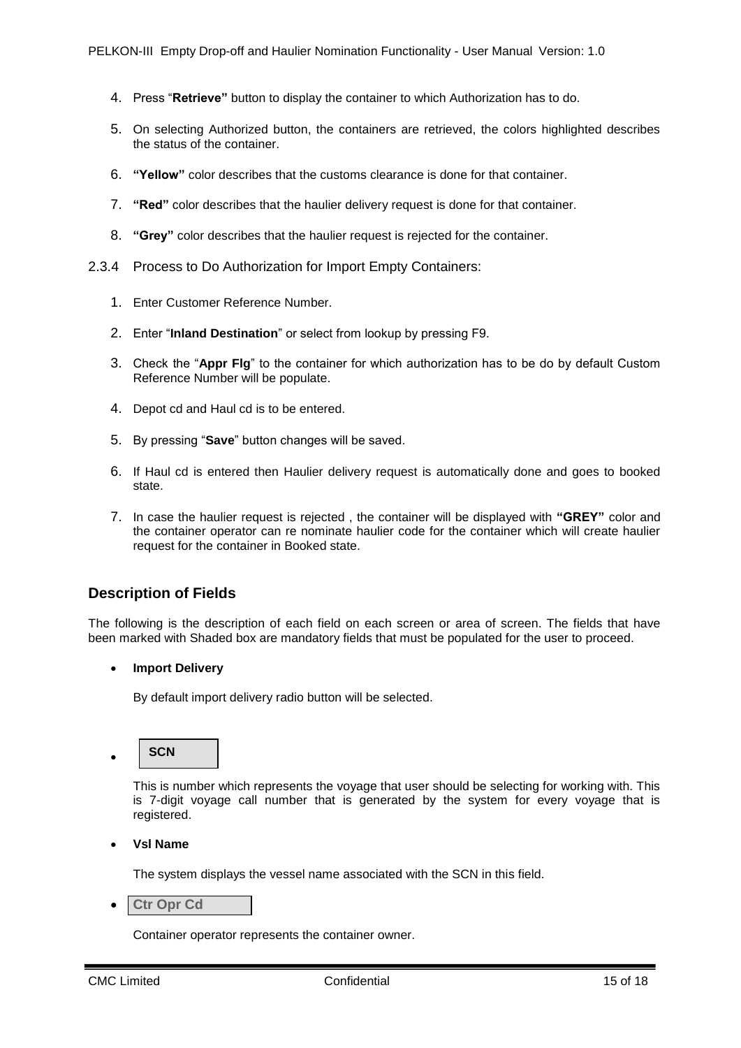4. Press "**Retrieve"** button to display the container to which Authorization has to do.

5. On selecting Authorized button, the containers are retrieved, the colors highlighted describes the status of the container.

6. **"Yellow"** color describes that the customs clearance is done for that container.

7. **"Red"** color describes that the haulier delivery request is done for that container.

8. **"Grey"** color describes that the haulier request is rejected for the container.

### 2.3.4 Process to Do Authorization for Import Empty Containers:

1. Enter Customer Reference Number.

2. Enter "**Inland Destination**" or select from lookup by pressing F9.

3. Check the "**Appr Flg**" to the container for which authorization has to be do by default Custom Reference Number will be populate.

4. Depot cd and Haul cd is to be entered.

5. By pressing "**Save**" button changes will be saved.

6. If Haul cd is entered then Haulier delivery request is automatically done and goes to booked state.

7. In case the haulier request is rejected , the container will be displayed with **"GREY"** color and the container operator can re nominate haulier code for the container which will create haulier request for the container in Booked state.

## Description of Fields

The following is the description of each field on each screen or area of screen. The fields that have been marked with Shaded box are mandatory fields that must be populated for the user to proceed.

- **Import Delivery**

  By default import delivery radio button will be selected.

- **SCN**

  This is number which represents the voyage that user should be selecting for working with. This is 7-digit voyage call number that is generated by the system for every voyage that is registered.

- **Vsl Name**

  The system displays the vessel name associated with the SCN in this field.

- **Ctr Opr Cd**

  Container operator represents the container owner.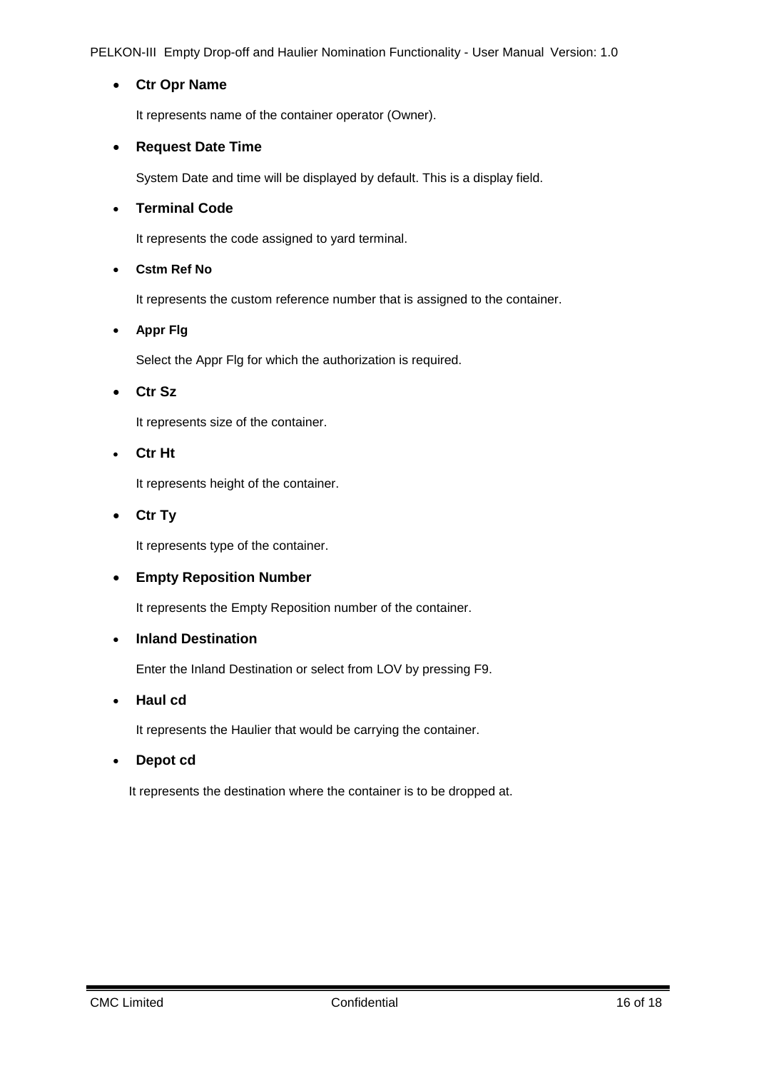- **Ctr Opr Name**

  It represents name of the container operator (Owner).

- **Request Date Time**

  System Date and time will be displayed by default. This is a display field.

- **Terminal Code**

  It represents the code assigned to yard terminal.

- **Cstm Ref No**

  It represents the custom reference number that is assigned to the container.

- **Appr Flg**

  Select the Appr Flg for which the authorization is required.

- **Ctr Sz**

  It represents size of the container.

- **Ctr Ht**

  It represents height of the container.

- **Ctr Ty**

  It represents type of the container.

- **Empty Reposition Number**

  It represents the Empty Reposition number of the container.

- **Inland Destination**

  Enter the Inland Destination or select from LOV by pressing F9.

- **Haul cd**

  It represents the Haulier that would be carrying the container.

- **Depot cd**

  It represents the destination where the container is to be dropped at.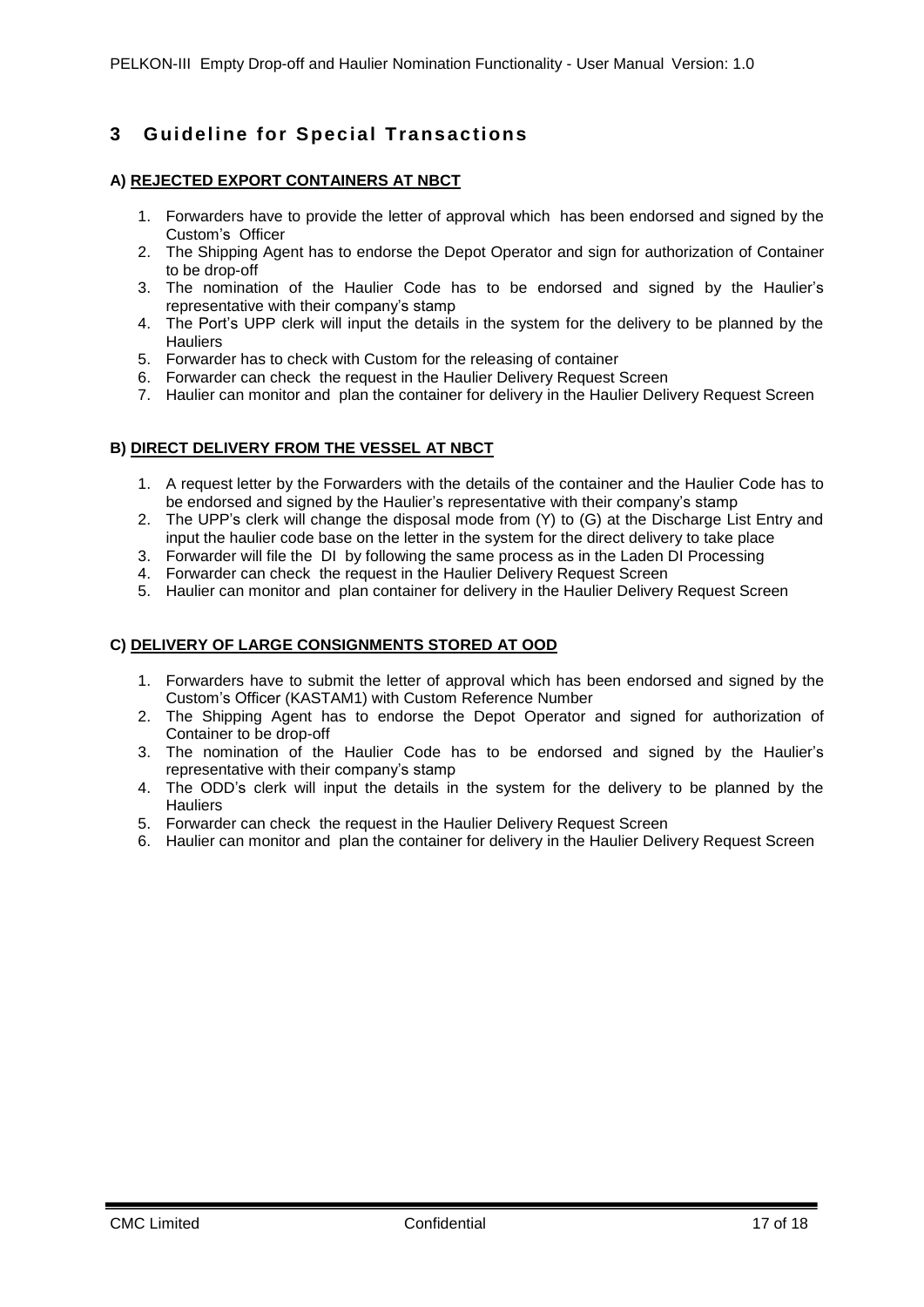# 3 Guideline for Special Transactions

### A) <u>REJECTED EXPORT CONTAINERS AT NBCT</u>

1. Forwarders have to provide the letter of approval which has been endorsed and signed by the Custom's Officer
2. The Shipping Agent has to endorse the Depot Operator and sign for authorization of Container to be drop-off
3. The nomination of the Haulier Code has to be endorsed and signed by the Haulier's representative with their company's stamp
4. The Port's UPP clerk will input the details in the system for the delivery to be planned by the Hauliers
5. Forwarder has to check with Custom for the releasing of container
6. Forwarder can check the request in the Haulier Delivery Request Screen
7. Haulier can monitor and plan the container for delivery in the Haulier Delivery Request Screen

### B) <u>DIRECT DELIVERY FROM THE VESSEL AT NBCT</u>

1. A request letter by the Forwarders with the details of the container and the Haulier Code has to be endorsed and signed by the Haulier's representative with their company's stamp
2. The UPP's clerk will change the disposal mode from (Y) to (G) at the Discharge List Entry and input the haulier code base on the letter in the system for the direct delivery to take place
3. Forwarder will file the DI by following the same process as in the Laden DI Processing
4. Forwarder can check the request in the Haulier Delivery Request Screen
5. Haulier can monitor and plan container for delivery in the Haulier Delivery Request Screen

### C) <u>DELIVERY OF LARGE CONSIGNMENTS STORED AT OOD</u>

1. Forwarders have to submit the letter of approval which has been endorsed and signed by the Custom's Officer (KASTAM1) with Custom Reference Number
2. The Shipping Agent has to endorse the Depot Operator and signed for authorization of Container to be drop-off
3. The nomination of the Haulier Code has to be endorsed and signed by the Haulier's representative with their company's stamp
4. The ODD's clerk will input the details in the system for the delivery to be planned by the Hauliers
5. Forwarder can check the request in the Haulier Delivery Request Screen
6. Haulier can monitor and plan the container for delivery in the Haulier Delivery Request Screen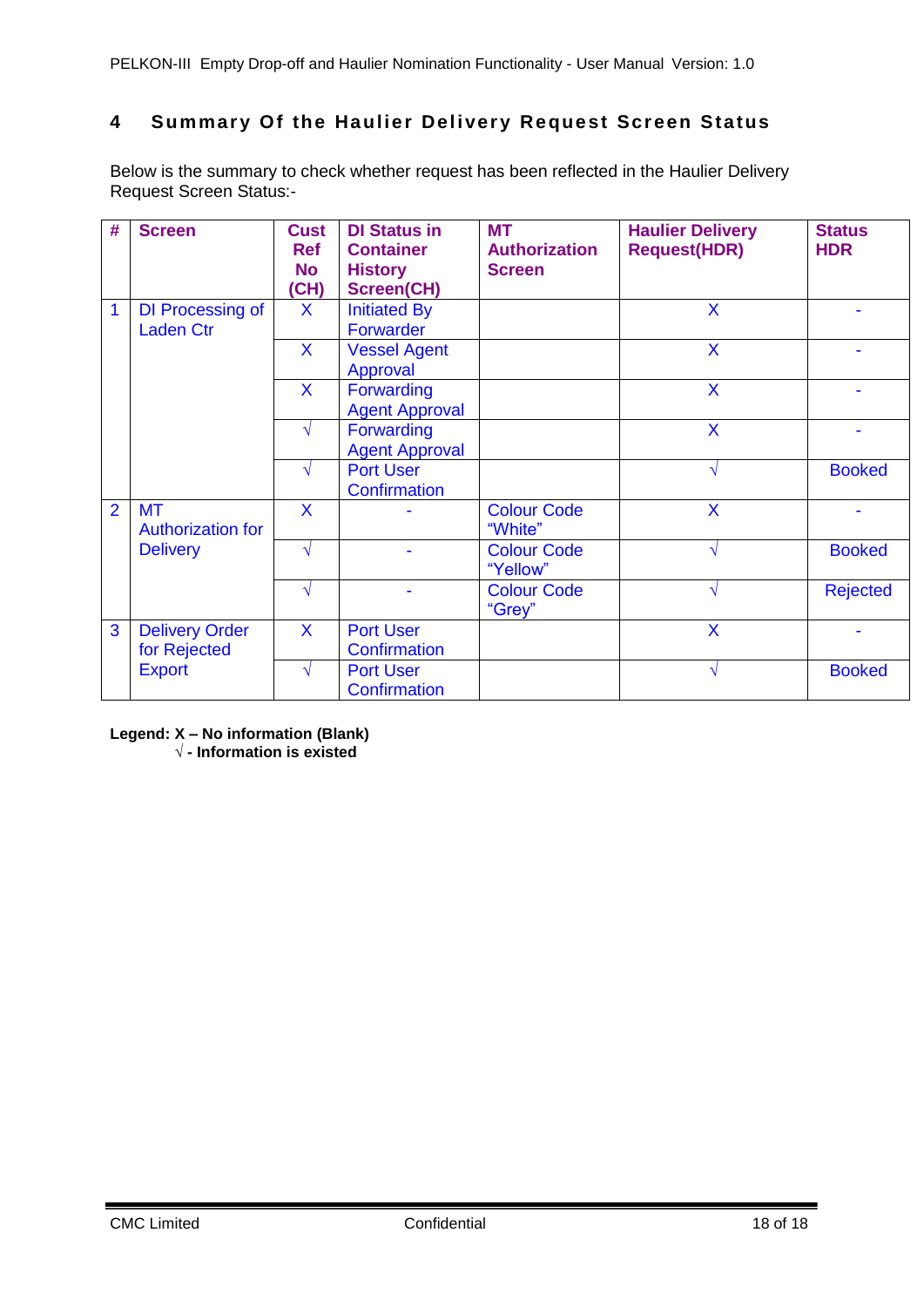# 4 Summary Of the Haulier Delivery Request Screen Status

Below is the summary to check whether request has been reflected in the Haulier Delivery Request Screen Status:-

| # | Screen | Cust Ref No (CH) | DI Status in Container History Screen(CH) | MT Authorization Screen | Haulier Delivery Request(HDR) | Status HDR |
|---|---|---|---|---|---|---|
| 1 | DI Processing of Laden Ctr | X | Initiated By Forwarder | | X | - |
| | | X | Vessel Agent Approval | | X | - |
| | | X | Forwarding Agent Approval | | X | - |
| | | √ | Forwarding Agent Approval | | X | - |
| | | √ | Port User Confirmation | | √ | Booked |
| 2 | MT Authorization for Delivery | X | - | Colour Code "White" | X | - |
| | | √ | - | Colour Code "Yellow" | √ | Booked |
| | | √ | - | Colour Code "Grey" | √ | Rejected |
| 3 | Delivery Order for Rejected Export | X | Port User Confirmation | | X | - |
| | | √ | Port User Confirmation | | √ | Booked |

**Legend: X – No information (Blank)**
**√ - Information is existed**